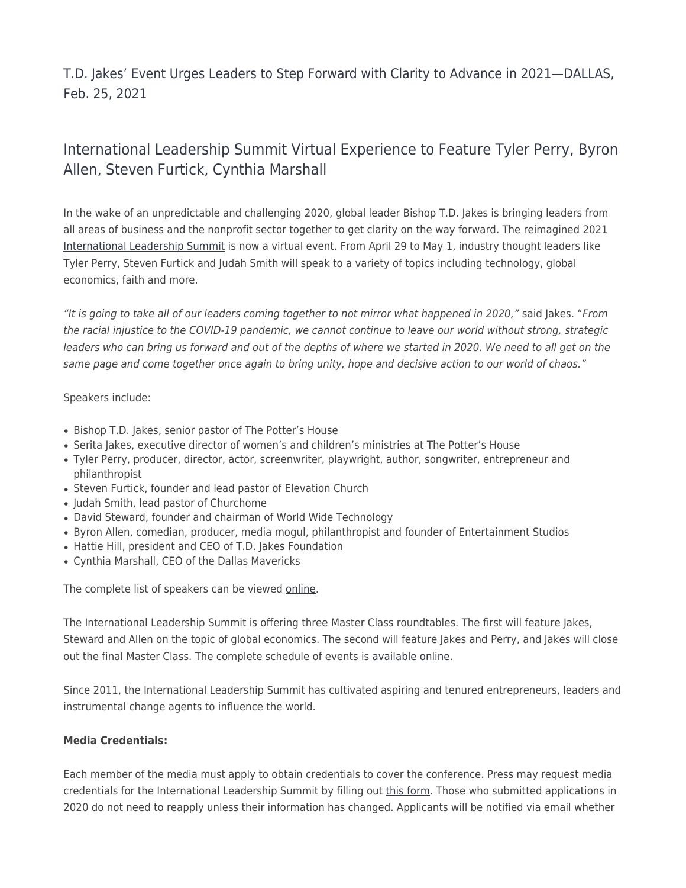# T.D. Jakes' Event Urges Leaders to Step Forward with Clarity to Advance in 2021—DALLAS, Feb. 25, 2021

## International Leadership Summit Virtual Experience to Feature Tyler Perry, Byron Allen, Steven Furtick, Cynthia Marshall

In the wake of an unpredictable and challenging 2020, global leader Bishop T.D. Jakes is bringing leaders from all areas of business and the nonprofit sector together to get clarity on the way forward. The reimagined 2021 International Leadership Summit is now a virtual event. From April 29 to May 1, industry thought leaders like Tyler Perry, Steven Furtick and Judah Smith will speak to a variety of topics including technology, global economics, faith and more.

*"It is going to take all of our leaders coming together to not mirror what happened in 2020,"* said Jakes. "*From the racial injustice to the COVID-19 pandemic, we cannot continue to leave our world without strong, strategic leaders who can bring us forward and out of the depths of where we started in 2020. We need to all get on the same page and come together once again to bring unity, hope and decisive action to our world of chaos."*

Speakers include:

- Bishop T.D. Jakes, senior pastor of The Potter's House
- Serita Jakes, executive director of women's and children's ministries at The Potter's House
- Tyler Perry, producer, director, actor, screenwriter, playwright, author, songwriter, entrepreneur and philanthropist
- Steven Furtick, founder and lead pastor of Elevation Church
- Judah Smith, lead pastor of Churchome
- David Steward, founder and chairman of World Wide Technology
- Byron Allen, comedian, producer, media mogul, philanthropist and founder of Entertainment Studios
- Hattie Hill, president and CEO of T.D. Jakes Foundation
- Cynthia Marshall, CEO of the Dallas Mavericks

The complete list of speakers can be viewed online.

The International Leadership Summit is offering three Master Class roundtables. The first will feature Jakes, Steward and Allen on the topic of global economics. The second will feature Jakes and Perry, and Jakes will close out the final Master Class. The complete schedule of events is available online.

Since 2011, the International Leadership Summit has cultivated aspiring and tenured entrepreneurs, leaders and instrumental change agents to influence the world.

**Media Credentials:**

Each member of the media must apply to obtain credentials to cover the conference. Press may request media credentials for the International Leadership Summit by filling out this form. Those who submitted applications in 2020 do not need to reapply unless their information has changed. Applicants will be notified via email whether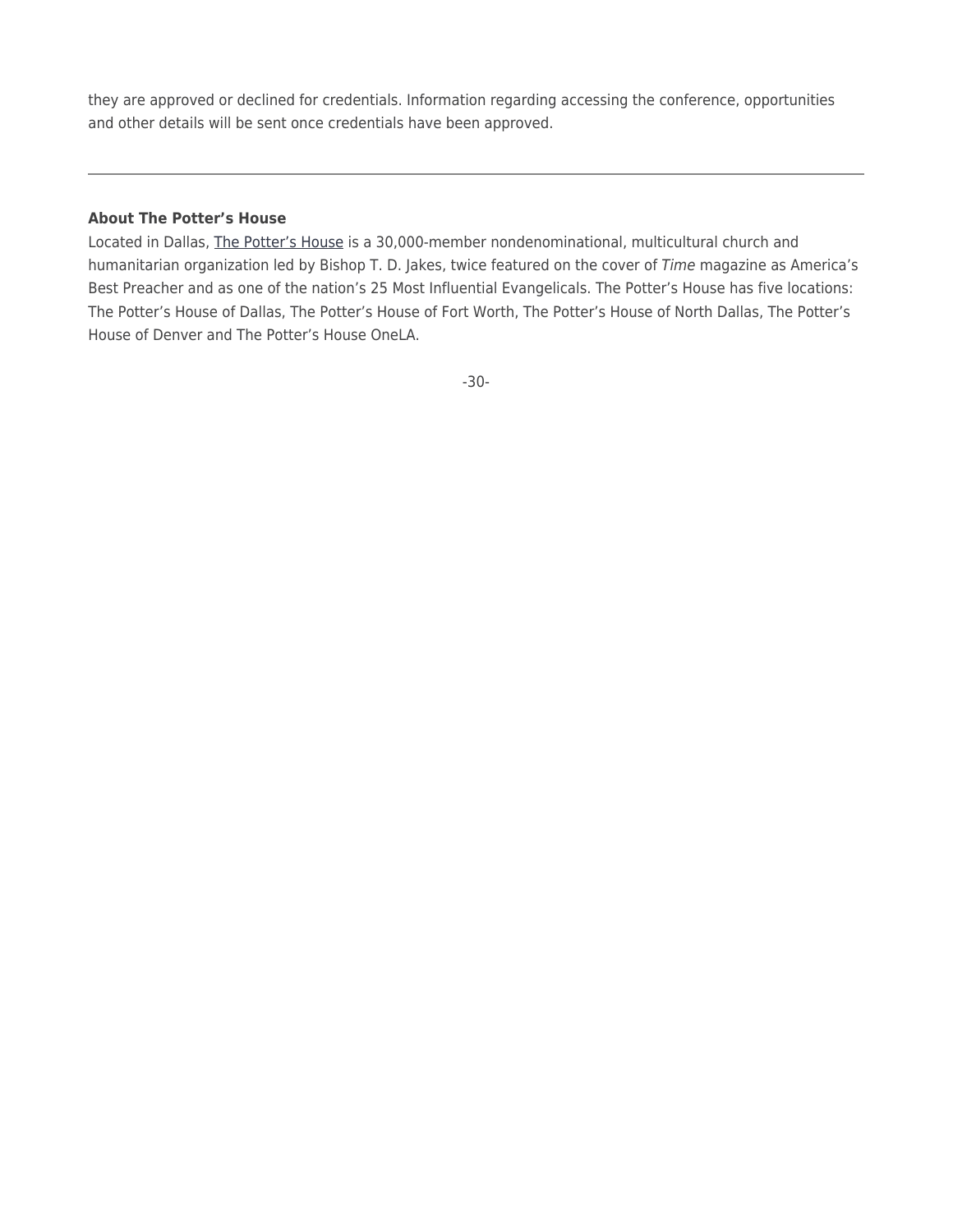they are approved or declined for credentials. Information regarding accessing the conference, opportunities and other details will be sent once credentials have been approved.

---

**About The Potter's House**

Located in Dallas, The Potter's House is a 30,000-member nondenominational, multicultural church and humanitarian organization led by Bishop T. D. Jakes, twice featured on the cover of *Time* magazine as America's Best Preacher and as one of the nation's 25 Most Influential Evangelicals. The Potter's House has five locations: The Potter's House of Dallas, The Potter's House of Fort Worth, The Potter's House of North Dallas, The Potter's House of Denver and The Potter's House OneLA.

-30-